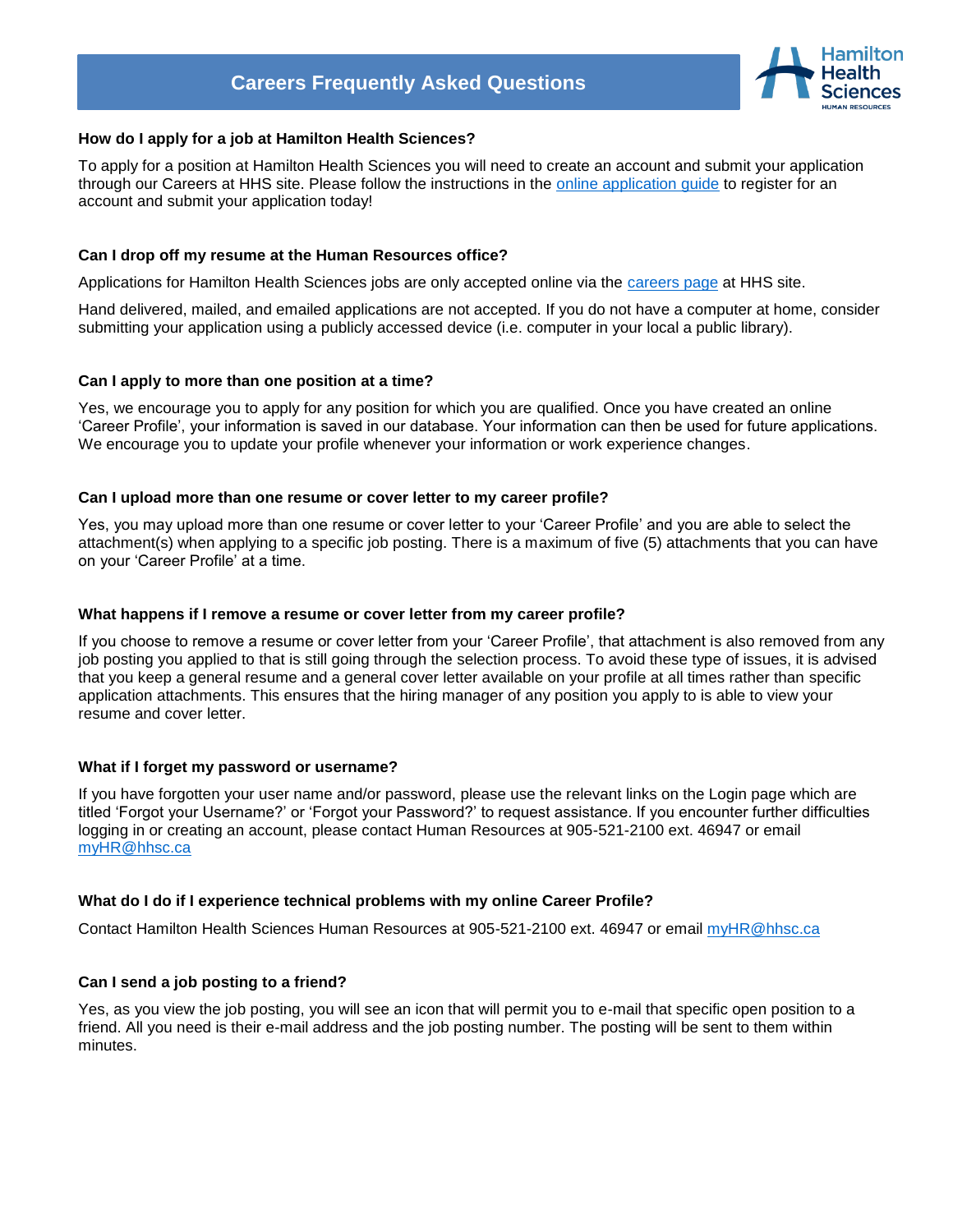# Careers Frequently Asked Questions

**How do I apply for a job at Hamilton Health Sciences?**

To apply for a position at Hamilton Health Sciences you will need to create an account and submit your application through our Careers at HHS site. Please follow the instructions in the online application guide to register for an account and submit your application today!

**Can I drop off my resume at the Human Resources office?**

Applications for Hamilton Health Sciences jobs are only accepted online via the careers page at HHS site.

Hand delivered, mailed, and emailed applications are not accepted. If you do not have a computer at home, consider submitting your application using a publicly accessed device (i.e. computer in your local a public library).

**Can I apply to more than one position at a time?**

Yes, we encourage you to apply for any position for which you are qualified. Once you have created an online 'Career Profile', your information is saved in our database. Your information can then be used for future applications. We encourage you to update your profile whenever your information or work experience changes.

**Can I upload more than one resume or cover letter to my career profile?**

Yes, you may upload more than one resume or cover letter to your 'Career Profile' and you are able to select the attachment(s) when applying to a specific job posting. There is a maximum of five (5) attachments that you can have on your 'Career Profile' at a time.

**What happens if I remove a resume or cover letter from my career profile?**

If you choose to remove a resume or cover letter from your 'Career Profile', that attachment is also removed from any job posting you applied to that is still going through the selection process. To avoid these type of issues, it is advised that you keep a general resume and a general cover letter available on your profile at all times rather than specific application attachments. This ensures that the hiring manager of any position you apply to is able to view your resume and cover letter.

**What if I forget my password or username?**

If you have forgotten your user name and/or password, please use the relevant links on the Login page which are titled 'Forgot your Username?' or 'Forgot your Password?' to request assistance. If you encounter further difficulties logging in or creating an account, please contact Human Resources at 905-521-2100 ext. 46947 or email myHR@hhsc.ca

**What do I do if I experience technical problems with my online Career Profile?**

Contact Hamilton Health Sciences Human Resources at 905-521-2100 ext. 46947 or email myHR@hhsc.ca

**Can I send a job posting to a friend?**

Yes, as you view the job posting, you will see an icon that will permit you to e-mail that specific open position to a friend. All you need is their e-mail address and the job posting number. The posting will be sent to them within minutes.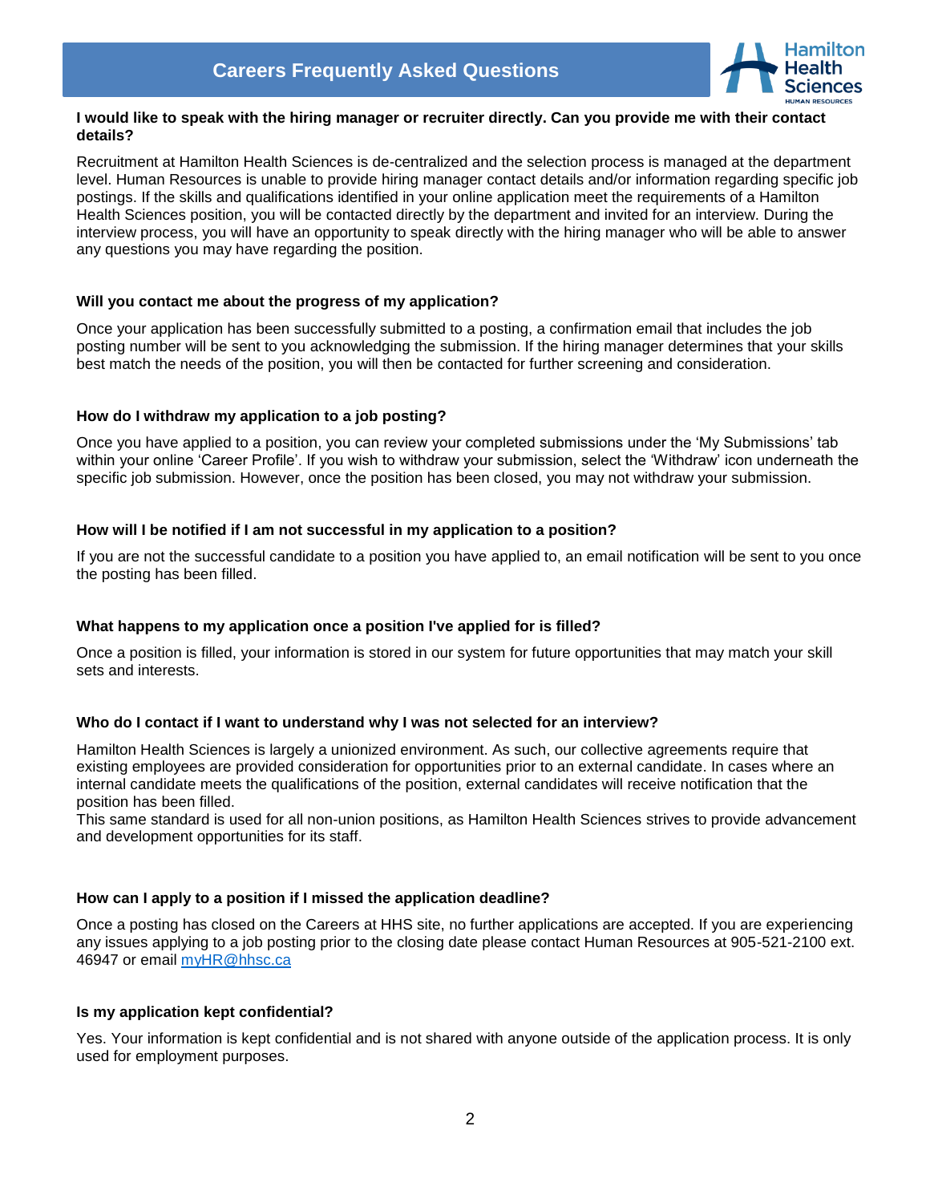**I would like to speak with the hiring manager or recruiter directly. Can you provide me with their contact details?**

Recruitment at Hamilton Health Sciences is de-centralized and the selection process is managed at the department level. Human Resources is unable to provide hiring manager contact details and/or information regarding specific job postings. If the skills and qualifications identified in your online application meet the requirements of a Hamilton Health Sciences position, you will be contacted directly by the department and invited for an interview. During the interview process, you will have an opportunity to speak directly with the hiring manager who will be able to answer any questions you may have regarding the position.

**Will you contact me about the progress of my application?**

Once your application has been successfully submitted to a posting, a confirmation email that includes the job posting number will be sent to you acknowledging the submission. If the hiring manager determines that your skills best match the needs of the position, you will then be contacted for further screening and consideration.

**How do I withdraw my application to a job posting?**

Once you have applied to a position, you can review your completed submissions under the 'My Submissions' tab within your online 'Career Profile'. If you wish to withdraw your submission, select the 'Withdraw' icon underneath the specific job submission. However, once the position has been closed, you may not withdraw your submission.

**How will I be notified if I am not successful in my application to a position?**

If you are not the successful candidate to a position you have applied to, an email notification will be sent to you once the posting has been filled.

**What happens to my application once a position I've applied for is filled?**

Once a position is filled, your information is stored in our system for future opportunities that may match your skill sets and interests.

**Who do I contact if I want to understand why I was not selected for an interview?**

Hamilton Health Sciences is largely a unionized environment. As such, our collective agreements require that existing employees are provided consideration for opportunities prior to an external candidate. In cases where an internal candidate meets the qualifications of the position, external candidates will receive notification that the position has been filled.
This same standard is used for all non-union positions, as Hamilton Health Sciences strives to provide advancement and development opportunities for its staff.

**How can I apply to a position if I missed the application deadline?**

Once a posting has closed on the Careers at HHS site, no further applications are accepted. If you are experiencing any issues applying to a job posting prior to the closing date please contact Human Resources at 905-521-2100 ext. 46947 or email [myHR@hhsc.ca](mailto:myHR@hhsc.ca)

**Is my application kept confidential?**

Yes. Your information is kept confidential and is not shared with anyone outside of the application process. It is only used for employment purposes.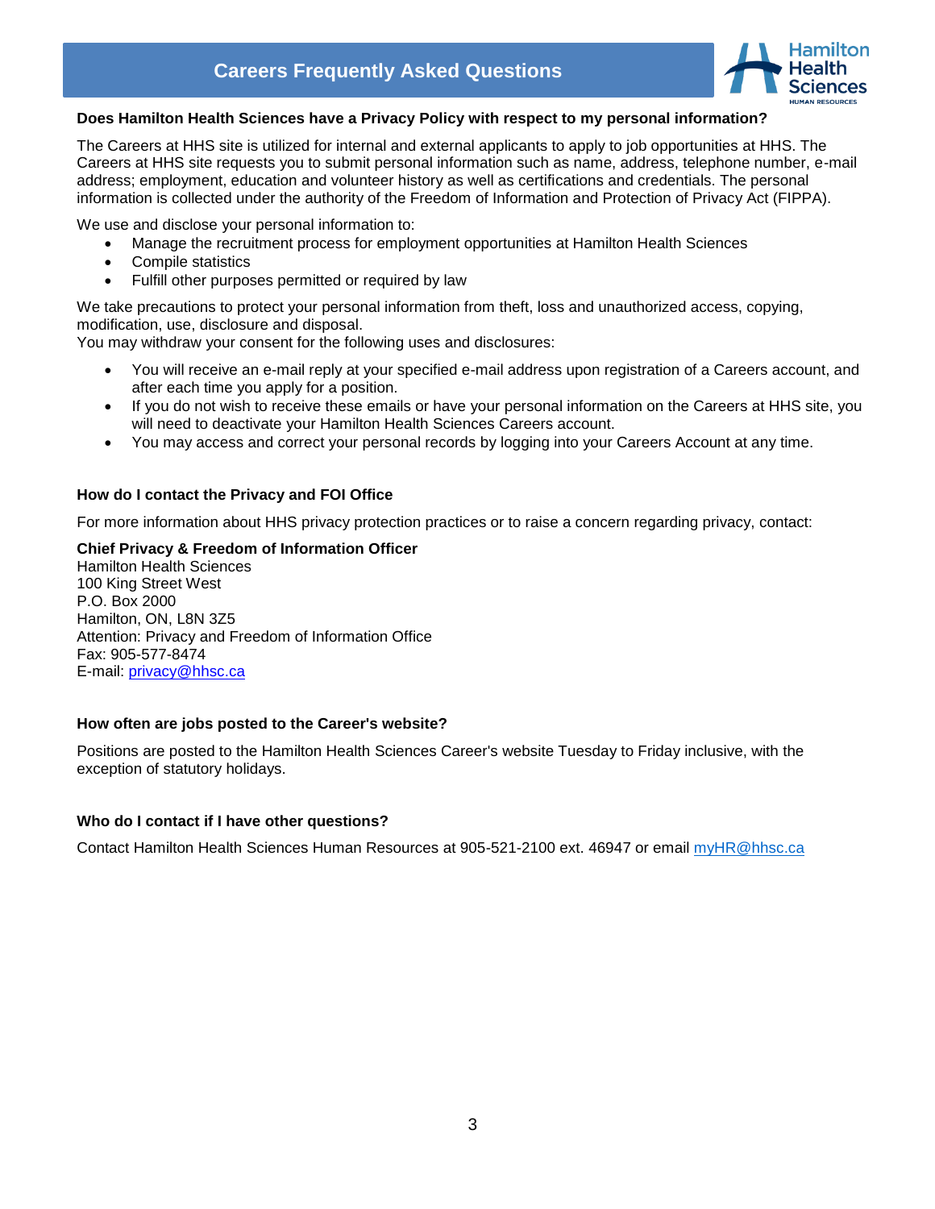## Careers Frequently Asked Questions

### Does Hamilton Health Sciences have a Privacy Policy with respect to my personal information?

The Careers at HHS site is utilized for internal and external applicants to apply to job opportunities at HHS. The Careers at HHS site requests you to submit personal information such as name, address, telephone number, e-mail address; employment, education and volunteer history as well as certifications and credentials. The personal information is collected under the authority of the Freedom of Information and Protection of Privacy Act (FIPPA).

We use and disclose your personal information to:

- Manage the recruitment process for employment opportunities at Hamilton Health Sciences
- Compile statistics
- Fulfill other purposes permitted or required by law

We take precautions to protect your personal information from theft, loss and unauthorized access, copying, modification, use, disclosure and disposal.
You may withdraw your consent for the following uses and disclosures:

- You will receive an e-mail reply at your specified e-mail address upon registration of a Careers account, and after each time you apply for a position.
- If you do not wish to receive these emails or have your personal information on the Careers at HHS site, you will need to deactivate your Hamilton Health Sciences Careers account.
- You may access and correct your personal records by logging into your Careers Account at any time.

### How do I contact the Privacy and FOI Office

For more information about HHS privacy protection practices or to raise a concern regarding privacy, contact:

**Chief Privacy & Freedom of Information Officer**
Hamilton Health Sciences
100 King Street West
P.O. Box 2000
Hamilton, ON, L8N 3Z5
Attention: Privacy and Freedom of Information Office
Fax: 905-577-8474
E-mail: privacy@hhsc.ca

### How often are jobs posted to the Career's website?

Positions are posted to the Hamilton Health Sciences Career's website Tuesday to Friday inclusive, with the exception of statutory holidays.

### Who do I contact if I have other questions?

Contact Hamilton Health Sciences Human Resources at 905-521-2100 ext. 46947 or email myHR@hhsc.ca